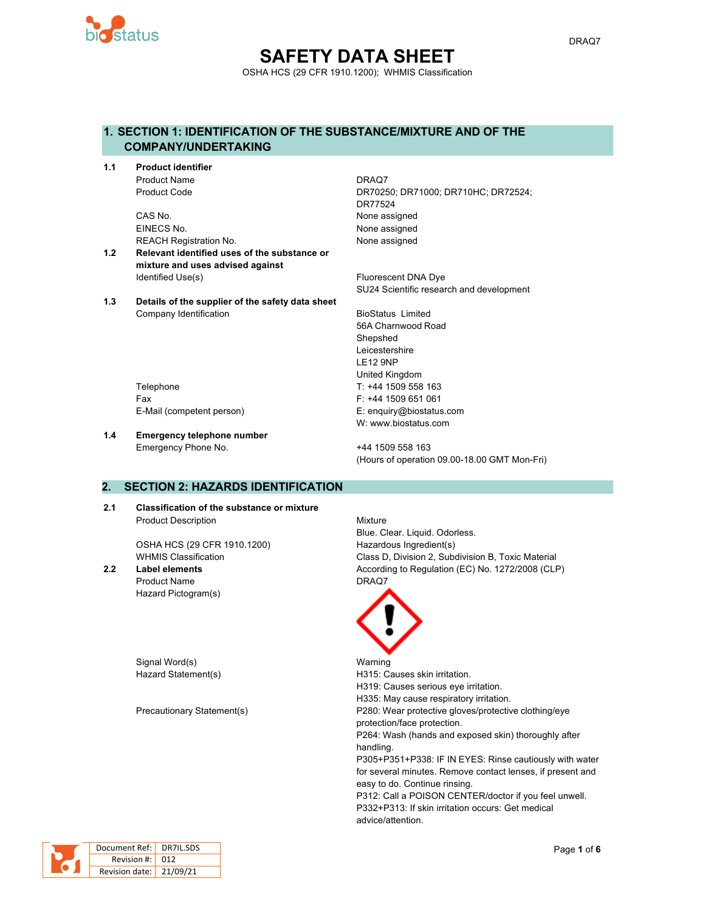# SAFETY DATA SHEET

OSHA HCS (29 CFR 1910.1200); WHMIS Classification

## 1. SECTION 1: IDENTIFICATION OF THE SUBSTANCE/MIXTURE AND OF THE COMPANY/UNDERTAKING

**1.1 Product identifier**

| | |
|---|---|
| Product Name | DRAQ7 |
| Product Code | DR70250; DR71000; DR710HC; DR72524; DR77524 |
| CAS No. | None assigned |
| EINECS No. | None assigned |
| REACH Registration No. | None assigned |

**1.2 Relevant identified uses of the substance or mixture and uses advised against**

| | |
|---|---|
| Identified Use(s) | Fluorescent DNA Dye<br>SU24 Scientific research and development |

**1.3 Details of the supplier of the safety data sheet**

| | |
|---|---|
| Company Identification | BioStatus Limited<br>56A Charnwood Road<br>Shepshed<br>Leicestershire<br>LE12 9NP<br>United Kingdom |
| Telephone | T: +44 1509 558 163 |
| Fax | F: +44 1509 651 061 |
| E-Mail (competent person) | E: enquiry@biostatus.com<br>W: www.biostatus.com |

**1.4 Emergency telephone number**

| | |
|---|---|
| Emergency Phone No. | +44 1509 558 163<br>(Hours of operation 09.00-18.00 GMT Mon-Fri) |

## 2. SECTION 2: HAZARDS IDENTIFICATION

**2.1 Classification of the substance or mixture**

| | |
|---|---|
| Product Description | Mixture<br>Blue. Clear. Liquid. Odorless. |
| OSHA HCS (29 CFR 1910.1200) | Hazardous Ingredient(s) |
| WHMIS Classification | Class D, Division 2, Subdivision B, Toxic Material |

**2.2 Label elements**

According to Regulation (EC) No. 1272/2008 (CLP)

| | |
|---|---|
| Product Name | DRAQ7 |
| Hazard Pictogram(s) | (GHS exclamation mark pictogram) |
| Signal Word(s) | Warning |
| Hazard Statement(s) | H315: Causes skin irritation.<br>H319: Causes serious eye irritation.<br>H335: May cause respiratory irritation. |
| Precautionary Statement(s) | P280: Wear protective gloves/protective clothing/eye protection/face protection.<br>P264: Wash (hands and exposed skin) thoroughly after handling.<br>P305+P351+P338: IF IN EYES: Rinse cautiously with water for several minutes. Remove contact lenses, if present and easy to do. Continue rinsing.<br>P312: Call a POISON CENTER/doctor if you feel unwell.<br>P332+P313: If skin irritation occurs: Get medical advice/attention. |

| | |
|---|---|
| Document Ref: | DR7IL.SDS |
| Revision #: | 012 |
| Revision date: | 21/09/21 |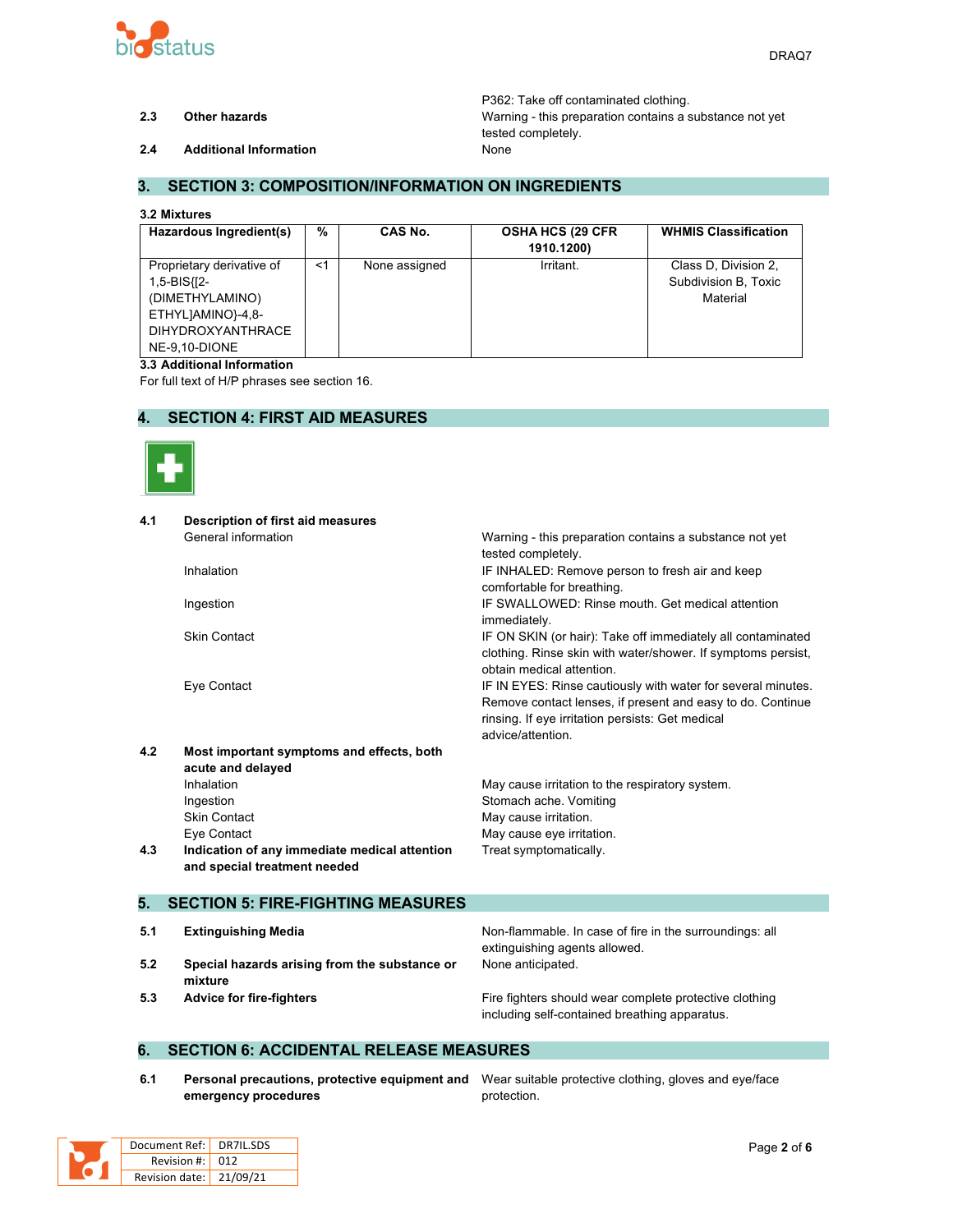P362: Take off contaminated clothing.

| | | |
|---|---|---|
| **2.3** | **Other hazards** | Warning - this preparation contains a substance not yet tested completely. |
| **2.4** | **Additional Information** | None |

## 3. SECTION 3: COMPOSITION/INFORMATION ON INGREDIENTS

**3.2 Mixtures**

| Hazardous Ingredient(s) | % | CAS No. | OSHA HCS (29 CFR 1910.1200) | WHMIS Classification |
|---|---|---|---|---|
| Proprietary derivative of 1,5-BIS{[2-(DIMETHYLAMINO) ETHYL]AMINO}-4,8-DIHYDROXYANTHRACENE-9,10-DIONE | <1 | None assigned | Irritant. | Class D, Division 2, Subdivision B, Toxic Material |

**3.3 Additional Information**

For full text of H/P phrases see section 16.

## 4. SECTION 4: FIRST AID MEASURES

**4.1 Description of first aid measures**

| | |
|---|---|
| General information | Warning - this preparation contains a substance not yet tested completely. |
| Inhalation | IF INHALED: Remove person to fresh air and keep comfortable for breathing. |
| Ingestion | IF SWALLOWED: Rinse mouth. Get medical attention immediately. |
| Skin Contact | IF ON SKIN (or hair): Take off immediately all contaminated clothing. Rinse skin with water/shower. If symptoms persist, obtain medical attention. |
| Eye Contact | IF IN EYES: Rinse cautiously with water for several minutes. Remove contact lenses, if present and easy to do. Continue rinsing. If eye irritation persists: Get medical advice/attention. |

**4.2 Most important symptoms and effects, both acute and delayed**

| | |
|---|---|
| Inhalation | May cause irritation to the respiratory system. |
| Ingestion | Stomach ache. Vomiting |
| Skin Contact | May cause irritation. |
| Eye Contact | May cause eye irritation. |

**4.3 Indication of any immediate medical attention and special treatment needed** — Treat symptomatically.

## 5. SECTION 5: FIRE-FIGHTING MEASURES

| | | |
|---|---|---|
| **5.1** | **Extinguishing Media** | Non-flammable. In case of fire in the surroundings: all extinguishing agents allowed. |
| **5.2** | **Special hazards arising from the substance or mixture** | None anticipated. |
| **5.3** | **Advice for fire-fighters** | Fire fighters should wear complete protective clothing including self-contained breathing apparatus. |

## 6. SECTION 6: ACCIDENTAL RELEASE MEASURES

| | | |
|---|---|---|
| **6.1** | **Personal precautions, protective equipment and emergency procedures** | Wear suitable protective clothing, gloves and eye/face protection. |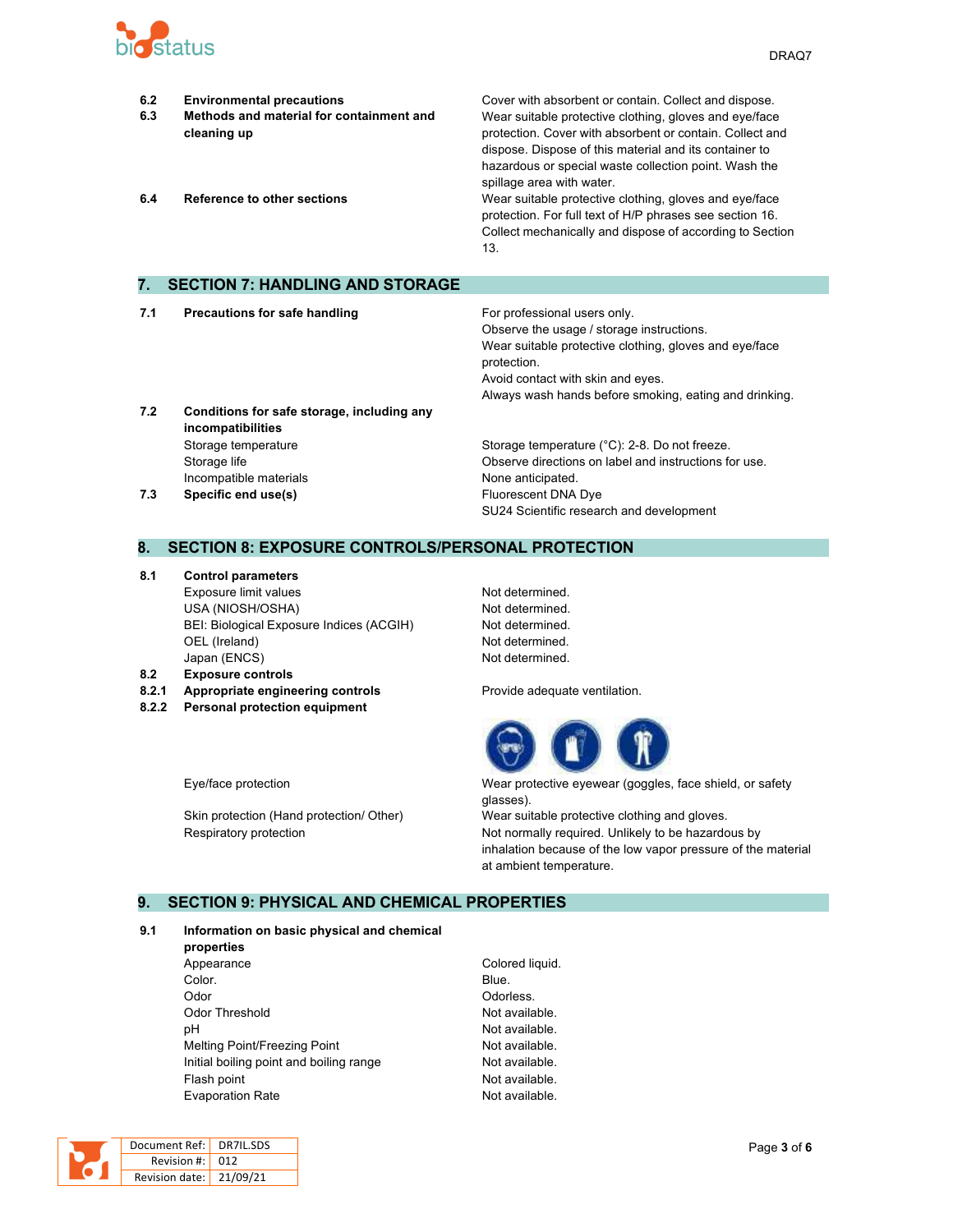| | | |
|---|---|---|
| **6.2** | **Environmental precautions** | Cover with absorbent or contain. Collect and dispose. |
| **6.3** | **Methods and material for containment and cleaning up** | Wear suitable protective clothing, gloves and eye/face protection. Cover with absorbent or contain. Collect and dispose. Dispose of this material and its container to hazardous or special waste collection point. Wash the spillage area with water. |
| **6.4** | **Reference to other sections** | Wear suitable protective clothing, gloves and eye/face protection. For full text of H/P phrases see section 16. Collect mechanically and dispose of according to Section 13. |

## 7. SECTION 7: HANDLING AND STORAGE

| | | |
|---|---|---|
| **7.1** | **Precautions for safe handling** | For professional users only.<br>Observe the usage / storage instructions.<br>Wear suitable protective clothing, gloves and eye/face protection.<br>Avoid contact with skin and eyes.<br>Always wash hands before smoking, eating and drinking. |
| **7.2** | **Conditions for safe storage, including any incompatibilities** | |
| | Storage temperature | Storage temperature (°C): 2-8. Do not freeze. |
| | Storage life | Observe directions on label and instructions for use. |
| | Incompatible materials | None anticipated. |
| **7.3** | **Specific end use(s)** | Fluorescent DNA Dye<br>SU24 Scientific research and development |

## 8. SECTION 8: EXPOSURE CONTROLS/PERSONAL PROTECTION

| | | |
|---|---|---|
| **8.1** | **Control parameters** | |
| | Exposure limit values | Not determined. |
| | USA (NIOSH/OSHA) | Not determined. |
| | BEI: Biological Exposure Indices (ACGIH) | Not determined. |
| | OEL (Ireland) | Not determined. |
| | Japan (ENCS) | Not determined. |
| **8.2** | **Exposure controls** | |
| **8.2.1** | **Appropriate engineering controls** | Provide adequate ventilation. |
| **8.2.2** | **Personal protection equipment** | |
| | Eye/face protection | Wear protective eyewear (goggles, face shield, or safety glasses). |
| | Skin protection (Hand protection/ Other) | Wear suitable protective clothing and gloves. |
| | Respiratory protection | Not normally required. Unlikely to be hazardous by inhalation because of the low vapor pressure of the material at ambient temperature. |

## 9. SECTION 9: PHYSICAL AND CHEMICAL PROPERTIES

| | | |
|---|---|---|
| **9.1** | **Information on basic physical and chemical properties** | |
| | Appearance | Colored liquid. |
| | Color. | Blue. |
| | Odor | Odorless. |
| | Odor Threshold | Not available. |
| | pH | Not available. |
| | Melting Point/Freezing Point | Not available. |
| | Initial boiling point and boiling range | Not available. |
| | Flash point | Not available. |
| | Evaporation Rate | Not available. |

| | |
|---|---|
| Document Ref: | DR7IL.SDS |
| Revision #: | 012 |
| Revision date: | 21/09/21 |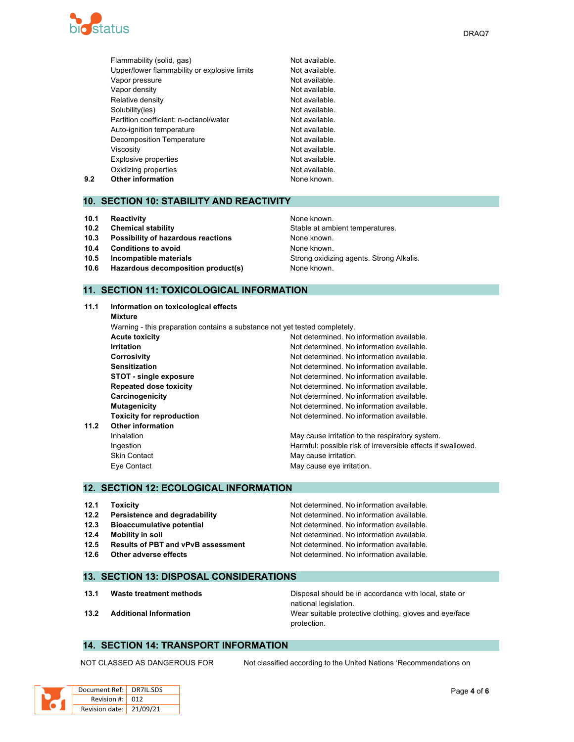| | | |
|---|---|---|
| | Flammability (solid, gas) | Not available. |
| | Upper/lower flammability or explosive limits | Not available. |
| | Vapor pressure | Not available. |
| | Vapor density | Not available. |
| | Relative density | Not available. |
| | Solubility(ies) | Not available. |
| | Partition coefficient: n-octanol/water | Not available. |
| | Auto-ignition temperature | Not available. |
| | Decomposition Temperature | Not available. |
| | Viscosity | Not available. |
| | Explosive properties | Not available. |
| | Oxidizing properties | Not available. |
| **9.2** | **Other information** | None known. |

## 10. SECTION 10: STABILITY AND REACTIVITY

| | | |
|---|---|---|
| **10.1** | **Reactivity** | None known. |
| **10.2** | **Chemical stability** | Stable at ambient temperatures. |
| **10.3** | **Possibility of hazardous reactions** | None known. |
| **10.4** | **Conditions to avoid** | None known. |
| **10.5** | **Incompatible materials** | Strong oxidizing agents. Strong Alkalis. |
| **10.6** | **Hazardous decomposition product(s)** | None known. |

## 11. SECTION 11: TOXICOLOGICAL INFORMATION

**11.1 Information on toxicological effects**

**Mixture**

Warning - this preparation contains a substance not yet tested completely.

| | | |
|---|---|---|
| | **Acute toxicity** | Not determined. No information available. |
| | **Irritation** | Not determined. No information available. |
| | **Corrosivity** | Not determined. No information available. |
| | **Sensitization** | Not determined. No information available. |
| | **STOT - single exposure** | Not determined. No information available. |
| | **Repeated dose toxicity** | Not determined. No information available. |
| | **Carcinogenicity** | Not determined. No information available. |
| | **Mutagenicity** | Not determined. No information available. |
| | **Toxicity for reproduction** | Not determined. No information available. |
| **11.2** | **Other information** | |
| | Inhalation | May cause irritation to the respiratory system. |
| | Ingestion | Harmful: possible risk of irreversible effects if swallowed. |
| | Skin Contact | May cause irritation. |
| | Eye Contact | May cause eye irritation. |

## 12. SECTION 12: ECOLOGICAL INFORMATION

| | | |
|---|---|---|
| **12.1** | **Toxicity** | Not determined. No information available. |
| **12.2** | **Persistence and degradability** | Not determined. No information available. |
| **12.3** | **Bioaccumulative potential** | Not determined. No information available. |
| **12.4** | **Mobility in soil** | Not determined. No information available. |
| **12.5** | **Results of PBT and vPvB assessment** | Not determined. No information available. |
| **12.6** | **Other adverse effects** | Not determined. No information available. |

## 13. SECTION 13: DISPOSAL CONSIDERATIONS

| | | |
|---|---|---|
| **13.1** | **Waste treatment methods** | Disposal should be in accordance with local, state or national legislation. |
| **13.2** | **Additional Information** | Wear suitable protective clothing, gloves and eye/face protection. |

## 14. SECTION 14: TRANSPORT INFORMATION

NOT CLASSED AS DANGEROUS FOR Not classified according to the United Nations 'Recommendations on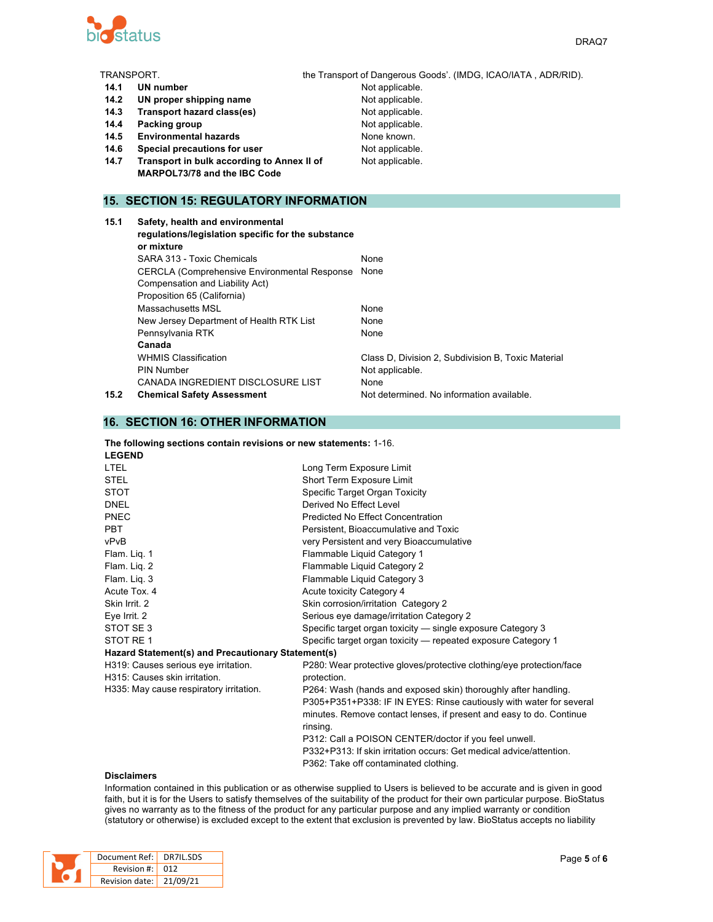| TRANSPORT. | the Transport of Dangerous Goods'. (IMDG, ICAO/IATA , ADR/RID). |
|---|---|
| **14.1 UN number** | Not applicable. |
| **14.2 UN proper shipping name** | Not applicable. |
| **14.3 Transport hazard class(es)** | Not applicable. |
| **14.4 Packing group** | Not applicable. |
| **14.5 Environmental hazards** | None known. |
| **14.6 Special precautions for user** | Not applicable. |
| **14.7 Transport in bulk according to Annex II of MARPOL73/78 and the IBC Code** | Not applicable. |

## 15. SECTION 15: REGULATORY INFORMATION

| **15.1 Safety, health and environmental regulations/legislation specific for the substance or mixture** | |
|---|---|
| SARA 313 - Toxic Chemicals | None |
| CERCLA (Comprehensive Environmental Response Compensation and Liability Act) | None |
| Proposition 65 (California) | |
| Massachusetts MSL | None |
| New Jersey Department of Health RTK List | None |
| Pennsylvania RTK | None |
| **Canada** | |
| WHMIS Classification | Class D, Division 2, Subdivision B, Toxic Material |
| PIN Number | Not applicable. |
| CANADA INGREDIENT DISCLOSURE LIST | None |
| **15.2 Chemical Safety Assessment** | Not determined. No information available. |

## 16. SECTION 16: OTHER INFORMATION

**The following sections contain revisions or new statements:** 1-16.

**LEGEND**

| | |
|---|---|
| LTEL | Long Term Exposure Limit |
| STEL | Short Term Exposure Limit |
| STOT | Specific Target Organ Toxicity |
| DNEL | Derived No Effect Level |
| PNEC | Predicted No Effect Concentration |
| PBT | Persistent, Bioaccumulative and Toxic |
| vPvB | very Persistent and very Bioaccumulative |
| Flam. Liq. 1 | Flammable Liquid Category 1 |
| Flam. Liq. 2 | Flammable Liquid Category 2 |
| Flam. Liq. 3 | Flammable Liquid Category 3 |
| Acute Tox. 4 | Acute toxicity Category 4 |
| Skin Irrit. 2 | Skin corrosion/irritation Category 2 |
| Eye Irrit. 2 | Serious eye damage/irritation Category 2 |
| STOT SE 3 | Specific target organ toxicity — single exposure Category 3 |
| STOT RE 1 | Specific target organ toxicity — repeated exposure Category 1 |

**Hazard Statement(s) and Precautionary Statement(s)**

| | |
|---|---|
| H319: Causes serious eye irritation.<br>H315: Causes skin irritation.<br>H335: May cause respiratory irritation. | P280: Wear protective gloves/protective clothing/eye protection/face protection.<br>P264: Wash (hands and exposed skin) thoroughly after handling.<br>P305+P351+P338: IF IN EYES: Rinse cautiously with water for several minutes. Remove contact lenses, if present and easy to do. Continue rinsing.<br>P312: Call a POISON CENTER/doctor if you feel unwell.<br>P332+P313: If skin irritation occurs: Get medical advice/attention.<br>P362: Take off contaminated clothing. |

**Disclaimers**

Information contained in this publication or as otherwise supplied to Users is believed to be accurate and is given in good faith, but it is for the Users to satisfy themselves of the suitability of the product for their own particular purpose. BioStatus gives no warranty as to the fitness of the product for any particular purpose and any implied warranty or condition (statutory or otherwise) is excluded except to the extent that exclusion is prevented by law. BioStatus accepts no liability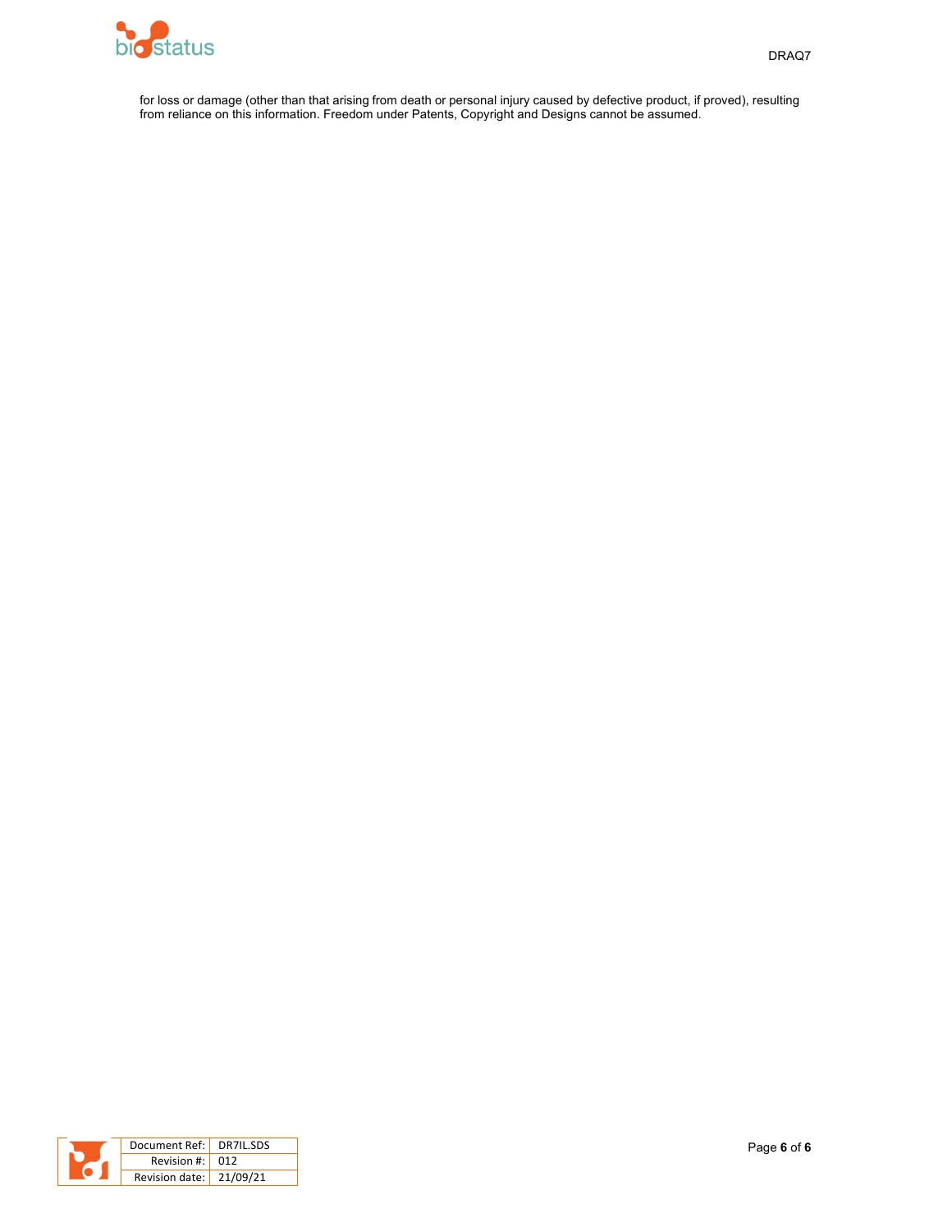for loss or damage (other than that arising from death or personal injury caused by defective product, if proved), resulting from reliance on this information. Freedom under Patents, Copyright and Designs cannot be assumed.